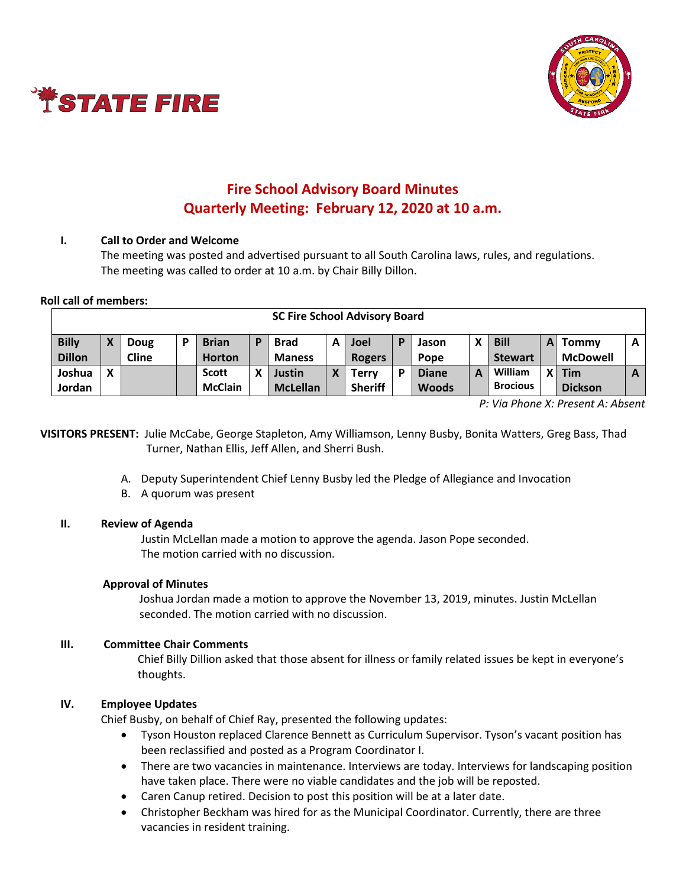STATE FIRE

# Fire School Advisory Board Minutes
# Quarterly Meeting: February 12, 2020 at 10 a.m.

**I. Call to Order and Welcome**

The meeting was posted and advertised pursuant to all South Carolina laws, rules, and regulations. The meeting was called to order at 10 a.m. by Chair Billy Dillon.

**Roll call of members:**

| SC Fire School Advisory Board | | | | | | | | | | | | | | | | |
|---|---|---|---|---|---|---|---|---|---|---|---|---|---|---|---|---|
| **Billy Dillon** | **X** | **Doug Cline** | **P** | **Brian Horton** | **P** | **Brad Maness** | **A** | **Joel Rogers** | **P** | **Jason Pope** | **X** | **Bill Stewart** | **A** | **Tommy McDowell** | **A** |
| **Joshua Jordan** | **X** | | | **Scott McClain** | **X** | **Justin McLellan** | **X** | **Terry Sheriff** | **P** | **Diane Woods** | **A** | **William Brocious** | **X** | **Tim Dickson** | **A** |

*P: Via Phone X: Present A: Absent*

**VISITORS PRESENT:** Julie McCabe, George Stapleton, Amy Williamson, Lenny Busby, Bonita Watters, Greg Bass, Thad Turner, Nathan Ellis, Jeff Allen, and Sherri Bush.

A. Deputy Superintendent Chief Lenny Busby led the Pledge of Allegiance and Invocation
B. A quorum was present

**II. Review of Agenda**

Justin McLellan made a motion to approve the agenda. Jason Pope seconded. The motion carried with no discussion.

**Approval of Minutes**

Joshua Jordan made a motion to approve the November 13, 2019, minutes. Justin McLellan seconded. The motion carried with no discussion.

**III. Committee Chair Comments**

Chief Billy Dillion asked that those absent for illness or family related issues be kept in everyone's thoughts.

**IV. Employee Updates**

Chief Busby, on behalf of Chief Ray, presented the following updates:

- Tyson Houston replaced Clarence Bennett as Curriculum Supervisor. Tyson's vacant position has been reclassified and posted as a Program Coordinator I.
- There are two vacancies in maintenance. Interviews are today. Interviews for landscaping position have taken place. There were no viable candidates and the job will be reposted.
- Caren Canup retired. Decision to post this position will be at a later date.
- Christopher Beckham was hired for as the Municipal Coordinator. Currently, there are three vacancies in resident training.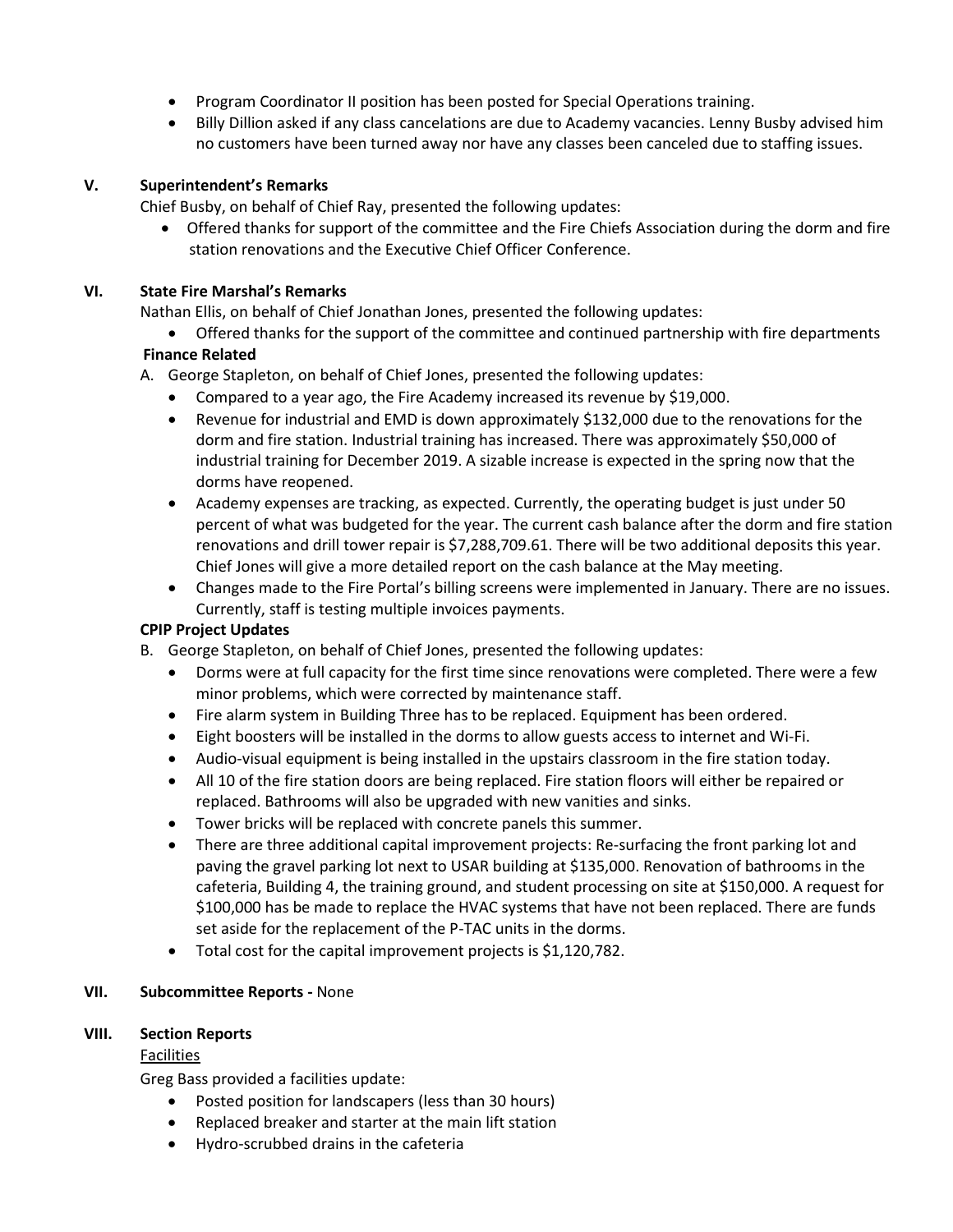- Program Coordinator II position has been posted for Special Operations training.
- Billy Dillion asked if any class cancelations are due to Academy vacancies. Lenny Busby advised him no customers have been turned away nor have any classes been canceled due to staffing issues.

## V. Superintendent's Remarks

Chief Busby, on behalf of Chief Ray, presented the following updates:

- Offered thanks for support of the committee and the Fire Chiefs Association during the dorm and fire station renovations and the Executive Chief Officer Conference.

## VI. State Fire Marshal's Remarks

Nathan Ellis, on behalf of Chief Jonathan Jones, presented the following updates:

- Offered thanks for the support of the committee and continued partnership with fire departments

**Finance Related**

A. George Stapleton, on behalf of Chief Jones, presented the following updates:
   - Compared to a year ago, the Fire Academy increased its revenue by $19,000.
   - Revenue for industrial and EMD is down approximately $132,000 due to the renovations for the dorm and fire station. Industrial training has increased. There was approximately $50,000 of industrial training for December 2019. A sizable increase is expected in the spring now that the dorms have reopened.
   - Academy expenses are tracking, as expected. Currently, the operating budget is just under 50 percent of what was budgeted for the year. The current cash balance after the dorm and fire station renovations and drill tower repair is $7,288,709.61. There will be two additional deposits this year. Chief Jones will give a more detailed report on the cash balance at the May meeting.
   - Changes made to the Fire Portal's billing screens were implemented in January. There are no issues. Currently, staff is testing multiple invoices payments.

**CPIP Project Updates**

B. George Stapleton, on behalf of Chief Jones, presented the following updates:
   - Dorms were at full capacity for the first time since renovations were completed. There were a few minor problems, which were corrected by maintenance staff.
   - Fire alarm system in Building Three has to be replaced. Equipment has been ordered.
   - Eight boosters will be installed in the dorms to allow guests access to internet and Wi-Fi.
   - Audio-visual equipment is being installed in the upstairs classroom in the fire station today.
   - All 10 of the fire station doors are being replaced. Fire station floors will either be repaired or replaced. Bathrooms will also be upgraded with new vanities and sinks.
   - Tower bricks will be replaced with concrete panels this summer.
   - There are three additional capital improvement projects: Re-surfacing the front parking lot and paving the gravel parking lot next to USAR building at $135,000. Renovation of bathrooms in the cafeteria, Building 4, the training ground, and student processing on site at $150,000. A request for $100,000 has be made to replace the HVAC systems that have not been replaced. There are funds set aside for the replacement of the P-TAC units in the dorms.
   - Total cost for the capital improvement projects is $1,120,782.

## VII. Subcommittee Reports - None

## VIII. Section Reports

Facilities

Greg Bass provided a facilities update:

- Posted position for landscapers (less than 30 hours)
- Replaced breaker and starter at the main lift station
- Hydro-scrubbed drains in the cafeteria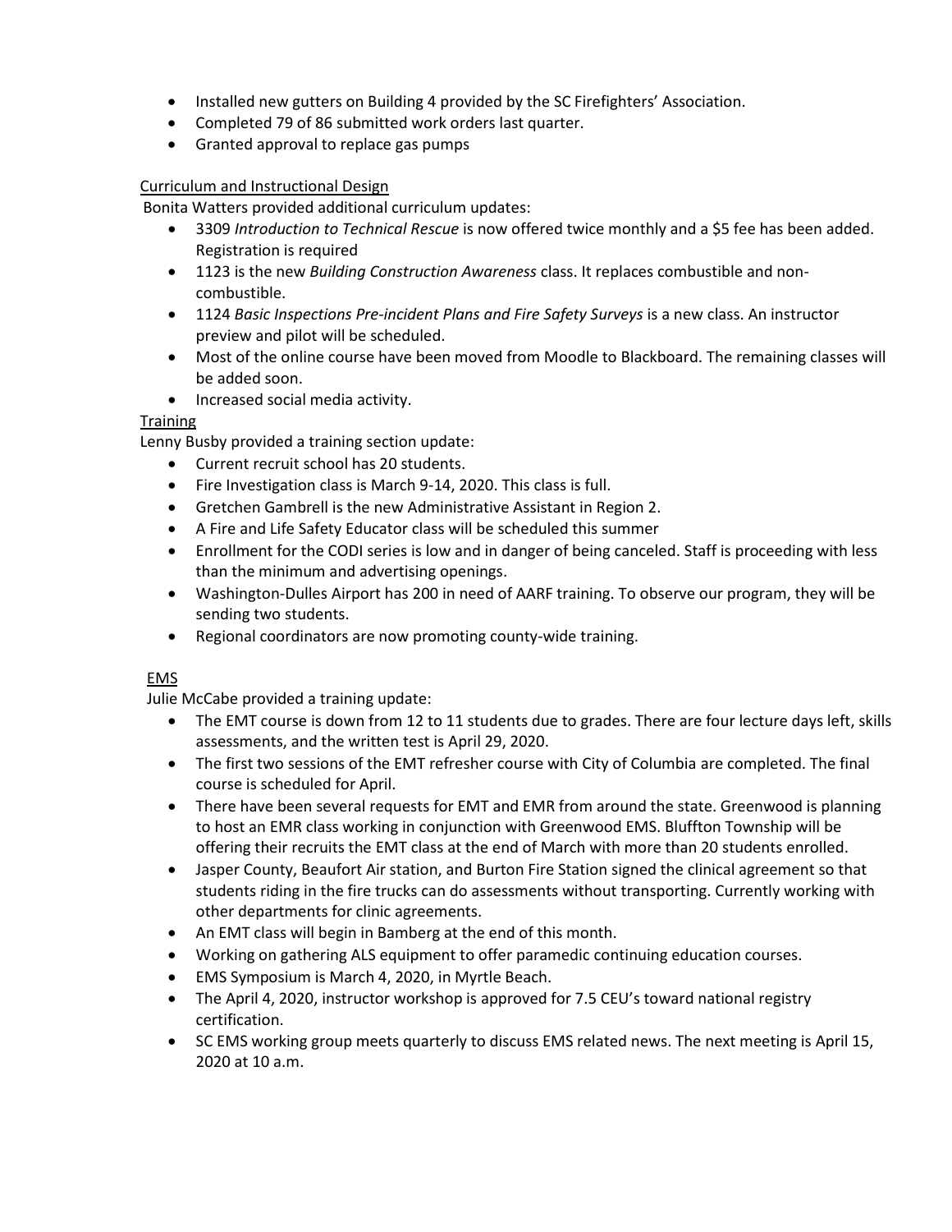- Installed new gutters on Building 4 provided by the SC Firefighters' Association.
- Completed 79 of 86 submitted work orders last quarter.
- Granted approval to replace gas pumps

<u>Curriculum and Instructional Design</u>

Bonita Watters provided additional curriculum updates:

- 3309 *Introduction to Technical Rescue* is now offered twice monthly and a $5 fee has been added. Registration is required
- 1123 is the new *Building Construction Awareness* class. It replaces combustible and non-combustible.
- 1124 *Basic Inspections Pre-incident Plans and Fire Safety Surveys* is a new class. An instructor preview and pilot will be scheduled.
- Most of the online course have been moved from Moodle to Blackboard. The remaining classes will be added soon.
- Increased social media activity.

<u>Training</u>

Lenny Busby provided a training section update:

- Current recruit school has 20 students.
- Fire Investigation class is March 9-14, 2020. This class is full.
- Gretchen Gambrell is the new Administrative Assistant in Region 2.
- A Fire and Life Safety Educator class will be scheduled this summer
- Enrollment for the CODI series is low and in danger of being canceled. Staff is proceeding with less than the minimum and advertising openings.
- Washington-Dulles Airport has 200 in need of AARF training. To observe our program, they will be sending two students.
- Regional coordinators are now promoting county-wide training.

<u>EMS</u>

Julie McCabe provided a training update:

- The EMT course is down from 12 to 11 students due to grades. There are four lecture days left, skills assessments, and the written test is April 29, 2020.
- The first two sessions of the EMT refresher course with City of Columbia are completed. The final course is scheduled for April.
- There have been several requests for EMT and EMR from around the state. Greenwood is planning to host an EMR class working in conjunction with Greenwood EMS. Bluffton Township will be offering their recruits the EMT class at the end of March with more than 20 students enrolled.
- Jasper County, Beaufort Air station, and Burton Fire Station signed the clinical agreement so that students riding in the fire trucks can do assessments without transporting. Currently working with other departments for clinic agreements.
- An EMT class will begin in Bamberg at the end of this month.
- Working on gathering ALS equipment to offer paramedic continuing education courses.
- EMS Symposium is March 4, 2020, in Myrtle Beach.
- The April 4, 2020, instructor workshop is approved for 7.5 CEU's toward national registry certification.
- SC EMS working group meets quarterly to discuss EMS related news. The next meeting is April 15, 2020 at 10 a.m.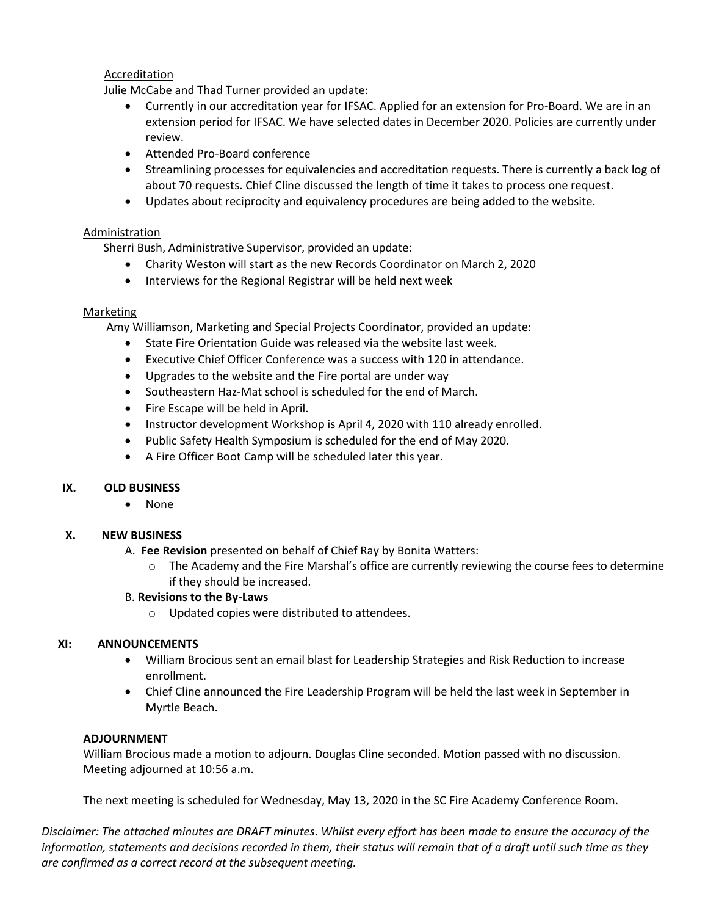Accreditation

Julie McCabe and Thad Turner provided an update:

- Currently in our accreditation year for IFSAC. Applied for an extension for Pro-Board. We are in an extension period for IFSAC. We have selected dates in December 2020. Policies are currently under review.
- Attended Pro-Board conference
- Streamlining processes for equivalencies and accreditation requests. There is currently a back log of about 70 requests. Chief Cline discussed the length of time it takes to process one request.
- Updates about reciprocity and equivalency procedures are being added to the website.

Administration

Sherri Bush, Administrative Supervisor, provided an update:

- Charity Weston will start as the new Records Coordinator on March 2, 2020
- Interviews for the Regional Registrar will be held next week

Marketing

Amy Williamson, Marketing and Special Projects Coordinator, provided an update:

- State Fire Orientation Guide was released via the website last week.
- Executive Chief Officer Conference was a success with 120 in attendance.
- Upgrades to the website and the Fire portal are under way
- Southeastern Haz-Mat school is scheduled for the end of March.
- Fire Escape will be held in April.
- Instructor development Workshop is April 4, 2020 with 110 already enrolled.
- Public Safety Health Symposium is scheduled for the end of May 2020.
- A Fire Officer Boot Camp will be scheduled later this year.

## IX. OLD BUSINESS

- None

## X. NEW BUSINESS

A. **Fee Revision** presented on behalf of Chief Ray by Bonita Watters:

- The Academy and the Fire Marshal's office are currently reviewing the course fees to determine if they should be increased.

B. **Revisions to the By-Laws**

- Updated copies were distributed to attendees.

## XI: ANNOUNCEMENTS

- William Brocious sent an email blast for Leadership Strategies and Risk Reduction to increase enrollment.
- Chief Cline announced the Fire Leadership Program will be held the last week in September in Myrtle Beach.

**ADJOURNMENT**

William Brocious made a motion to adjourn. Douglas Cline seconded. Motion passed with no discussion. Meeting adjourned at 10:56 a.m.

The next meeting is scheduled for Wednesday, May 13, 2020 in the SC Fire Academy Conference Room.

*Disclaimer: The attached minutes are DRAFT minutes. Whilst every effort has been made to ensure the accuracy of the information, statements and decisions recorded in them, their status will remain that of a draft until such time as they are confirmed as a correct record at the subsequent meeting.*